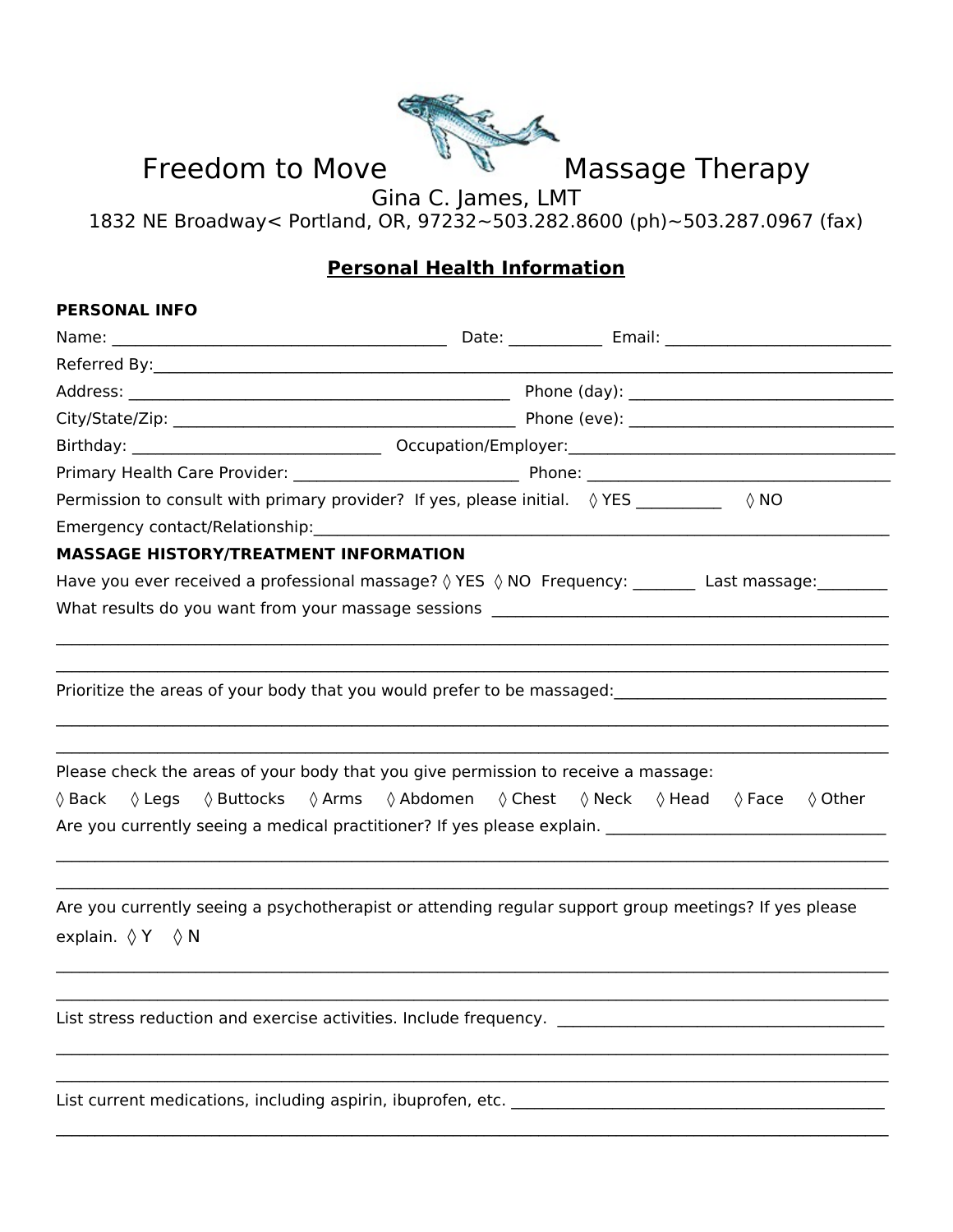# Freedom to Move Massage Therapy

Gina C. James, LMT

1832 NE Broadway< Portland, OR, 97232~503.282.8600 (ph)~503.287.0967 (fax)

## Personal Health Information

**PERSONAL INFO**

Name: ________________________________________ Date: ___________ Email: ___________________________

Referred By:___________________________________________________________________________________

Address: ______________________________________________ Phone (day): ________________________________

City/State/Zip: _________________________________________ Phone (eve): ________________________________

Birthday: ______________________________ Occupation/Employer:________________________________________

Primary Health Care Provider: ___________________________ Phone: _____________________________________

Permission to consult with primary provider? If yes, please initial. ◊ YES __________ ◊ NO

Emergency contact/Relationship:_________________________________________________________________

**MASSAGE HISTORY/TREATMENT INFORMATION**

Have you ever received a professional massage? ◊ YES ◊ NO Frequency: _______ Last massage:________

What results do you want from your massage sessions _______________________________________________

_____________________________________________________________________________________________

_____________________________________________________________________________________________

Prioritize the areas of your body that you would prefer to be massaged:_________________________________

_____________________________________________________________________________________________

_____________________________________________________________________________________________

Please check the areas of your body that you give permission to receive a massage:

◊ Back ◊ Legs ◊ Buttocks ◊ Arms ◊ Abdomen ◊ Chest ◊ Neck ◊ Head ◊ Face ◊ Other

Are you currently seeing a medical practitioner? If yes please explain. __________________________________

_____________________________________________________________________________________________

_____________________________________________________________________________________________

Are you currently seeing a psychotherapist or attending regular support group meetings? If yes please explain. ◊ Y ◊ N

_____________________________________________________________________________________________

_____________________________________________________________________________________________

List stress reduction and exercise activities. Include frequency. ________________________________________

_____________________________________________________________________________________________

_____________________________________________________________________________________________

List current medications, including aspirin, ibuprofen, etc. ____________________________________________

_____________________________________________________________________________________________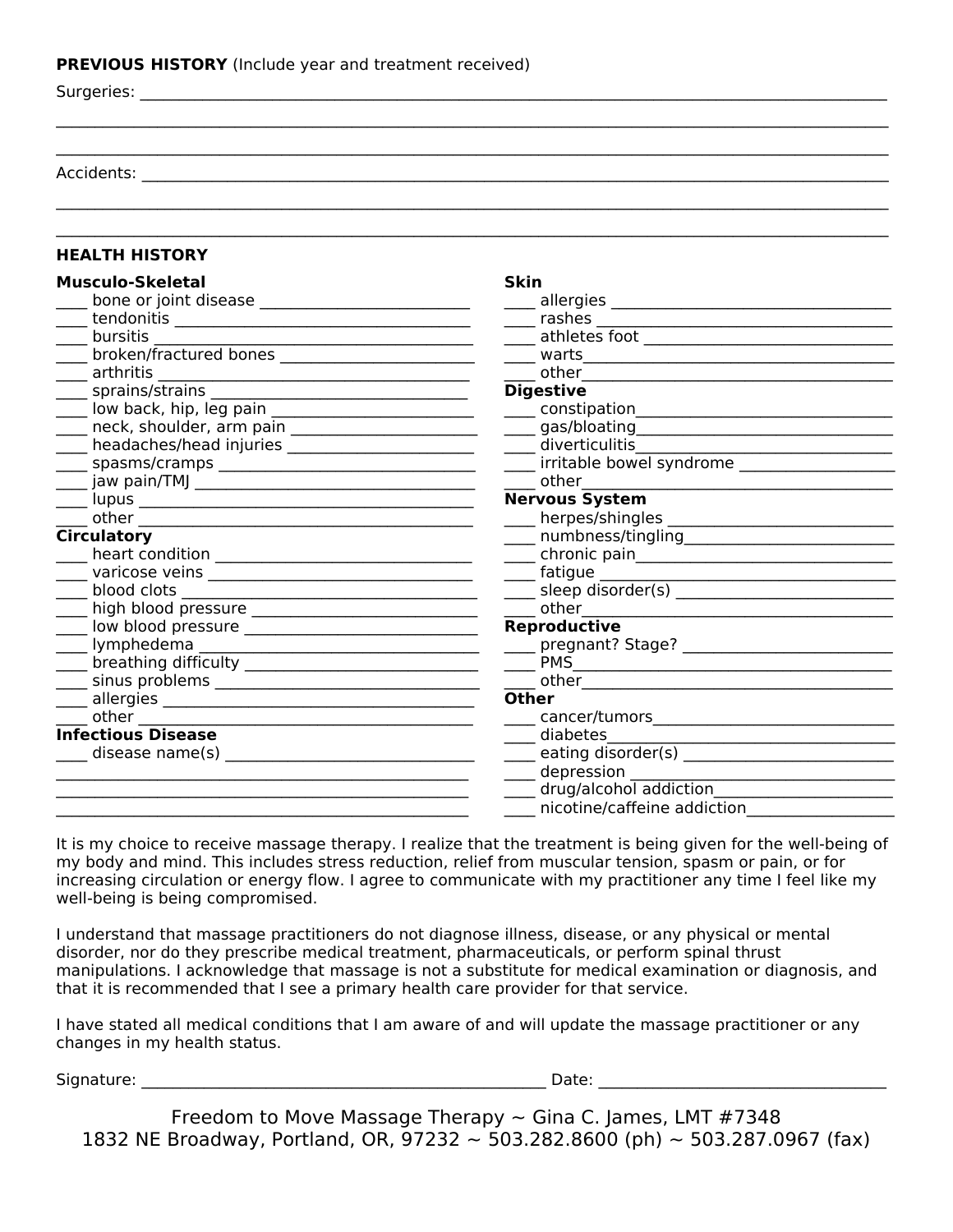**PREVIOUS HISTORY** (Include year and treatment received)

Surgeries: ______________________________________________________________________________

______________________________________________________________________________

______________________________________________________________________________

Accidents: ______________________________________________________________________________

______________________________________________________________________________

______________________________________________________________________________

**HEALTH HISTORY**

**Musculo-Skeletal**

____ bone or joint disease __________________________
____ tendonitis _____________________________________
____ bursitis _______________________________________
____ broken/fractured bones _________________________
____ arthritis ______________________________________
____ sprains/strains ________________________________
____ low back, hip, leg pain ________________________
____ neck, shoulder, arm pain _______________________
____ headaches/head injuries ________________________
____ spasms/cramps __________________________________
____ jaw pain/TMJ ___________________________________
____ lupus __________________________________________
____ other __________________________________________

**Circulatory**

____ heart condition ________________________________
____ varicose veins _________________________________
____ blood clots ____________________________________
____ high blood pressure ____________________________
____ low blood pressure _____________________________
____ lymphedema _____________________________________
____ breathing difficulty ___________________________
____ sinus problems _________________________________
____ allergies ______________________________________
____ other __________________________________________

**Infectious Disease**

____ disease name(s) ________________________________

_____________________________________________________

_____________________________________________________

_____________________________________________________

**Skin**

____ allergies ______________________________________
____ rashes _________________________________________
____ athletes foot ___________________________________
____ warts__________________________________________
____ other__________________________________________

**Digestive**

____ constipation____________________________________
____ gas/bloating____________________________________
____ diverticulitis__________________________________
____ irritable bowel syndrome _______________________
____ other__________________________________________

**Nervous System**

____ herpes/shingles ________________________________
____ numbness/tingling_______________________________
____ chronic pain____________________________________
____ fatigue ________________________________________
____ sleep disorder(s) ______________________________
____ other__________________________________________

**Reproductive**

____ pregnant? Stage? _______________________________
____ PMS____________________________________________
____ other__________________________________________

**Other**

____ cancer/tumors___________________________________
____ diabetes_______________________________________
____ eating disorder(s) _____________________________
____ depression _____________________________________
____ drug/alcohol addiction__________________________
____ nicotine/caffeine addiction_____________________

It is my choice to receive massage therapy. I realize that the treatment is being given for the well-being of my body and mind. This includes stress reduction, relief from muscular tension, spasm or pain, or for increasing circulation or energy flow. I agree to communicate with my practitioner any time I feel like my well-being is being compromised.

I understand that massage practitioners do not diagnose illness, disease, or any physical or mental disorder, nor do they prescribe medical treatment, pharmaceuticals, or perform spinal thrust manipulations. I acknowledge that massage is not a substitute for medical examination or diagnosis, and that it is recommended that I see a primary health care provider for that service.

I have stated all medical conditions that I am aware of and will update the massage practitioner or any changes in my health status.

Signature: ______________________________________________ Date: _________________________________

Freedom to Move Massage Therapy ~ Gina C. James, LMT #7348
1832 NE Broadway, Portland, OR, 97232 ~ 503.282.8600 (ph) ~ 503.287.0967 (fax)